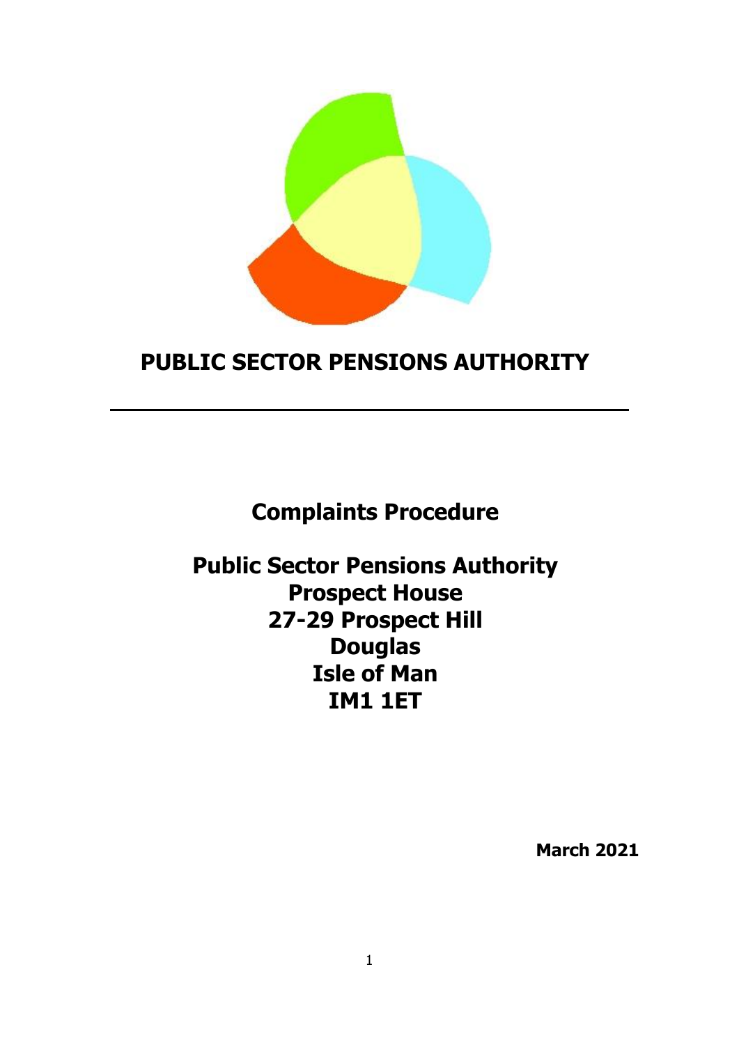# PUBLIC SECTOR PENSIONS AUTHORITY

---

## Complaints Procedure

**Public Sector Pensions Authority**
**Prospect House**
**27-29 Prospect Hill**
**Douglas**
**Isle of Man**
**IM1 1ET**

**March 2021**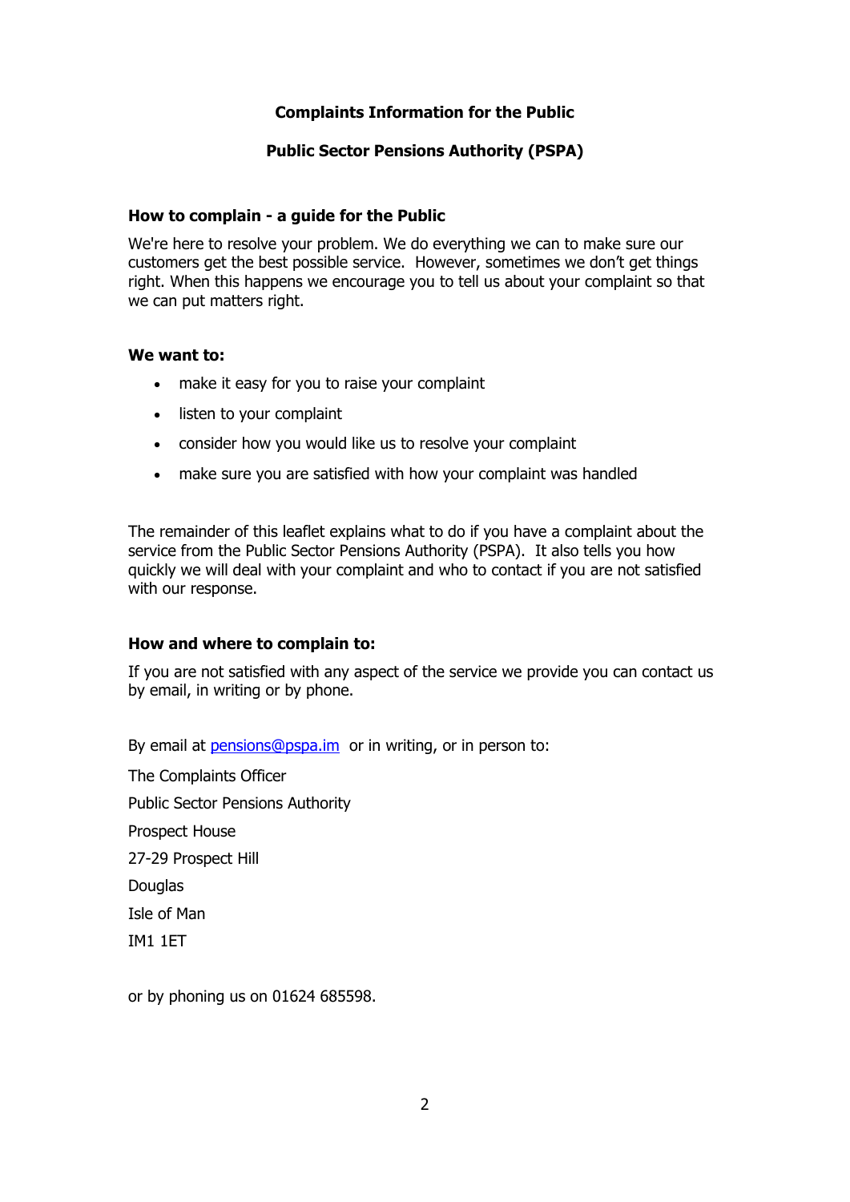**Complaints Information for the Public**

**Public Sector Pensions Authority (PSPA)**

## How to complain - a guide for the Public

We're here to resolve your problem. We do everything we can to make sure our customers get the best possible service. However, sometimes we don't get things right. When this happens we encourage you to tell us about your complaint so that we can put matters right.

## We want to:

- make it easy for you to raise your complaint
- listen to your complaint
- consider how you would like us to resolve your complaint
- make sure you are satisfied with how your complaint was handled

The remainder of this leaflet explains what to do if you have a complaint about the service from the Public Sector Pensions Authority (PSPA). It also tells you how quickly we will deal with your complaint and who to contact if you are not satisfied with our response.

## How and where to complain to:

If you are not satisfied with any aspect of the service we provide you can contact us by email, in writing or by phone.

By email at pensions@pspa.im or in writing, or in person to:

The Complaints Officer
Public Sector Pensions Authority
Prospect House
27-29 Prospect Hill
Douglas
Isle of Man
IM1 1ET

or by phoning us on 01624 685598.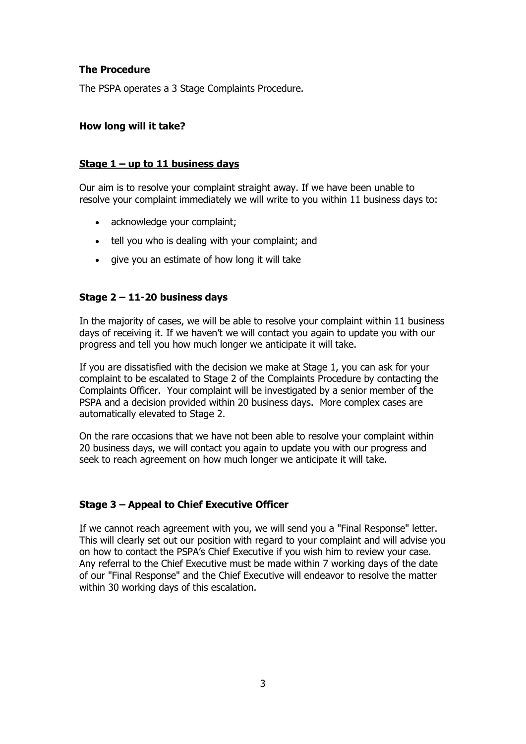### The Procedure

The PSPA operates a 3 Stage Complaints Procedure.

### How long will it take?

#### <u>Stage 1 – up to 11 business days</u>

Our aim is to resolve your complaint straight away. If we have been unable to resolve your complaint immediately we will write to you within 11 business days to:

- acknowledge your complaint;
- tell you who is dealing with your complaint; and
- give you an estimate of how long it will take

#### Stage 2 – 11-20 business days

In the majority of cases, we will be able to resolve your complaint within 11 business days of receiving it. If we haven't we will contact you again to update you with our progress and tell you how much longer we anticipate it will take.

If you are dissatisfied with the decision we make at Stage 1, you can ask for your complaint to be escalated to Stage 2 of the Complaints Procedure by contacting the Complaints Officer. Your complaint will be investigated by a senior member of the PSPA and a decision provided within 20 business days. More complex cases are automatically elevated to Stage 2.

On the rare occasions that we have not been able to resolve your complaint within 20 business days, we will contact you again to update you with our progress and seek to reach agreement on how much longer we anticipate it will take.

#### Stage 3 – Appeal to Chief Executive Officer

If we cannot reach agreement with you, we will send you a "Final Response" letter. This will clearly set out our position with regard to your complaint and will advise you on how to contact the PSPA's Chief Executive if you wish him to review your case. Any referral to the Chief Executive must be made within 7 working days of the date of our "Final Response" and the Chief Executive will endeavor to resolve the matter within 30 working days of this escalation.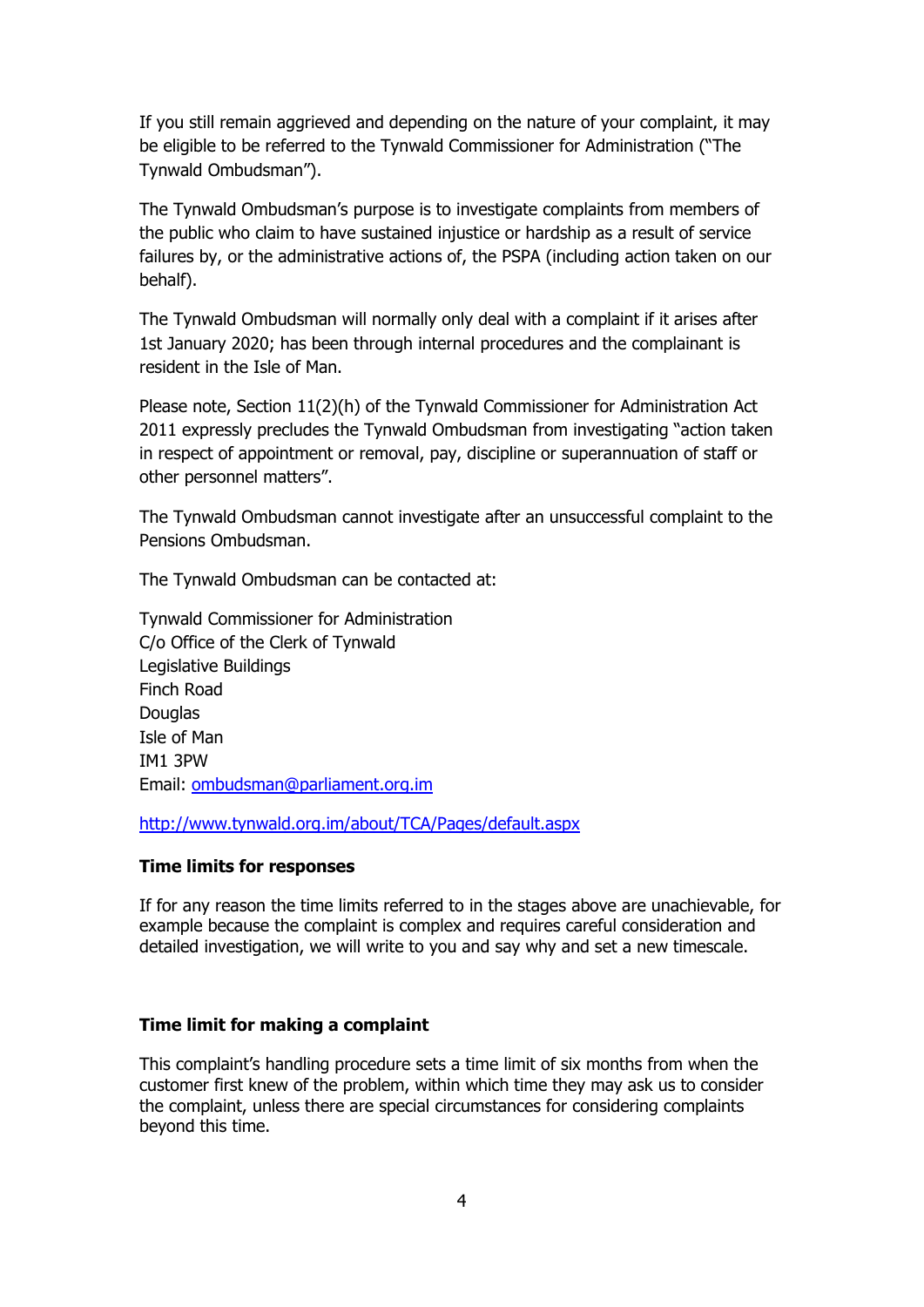If you still remain aggrieved and depending on the nature of your complaint, it may be eligible to be referred to the Tynwald Commissioner for Administration ("The Tynwald Ombudsman").

The Tynwald Ombudsman's purpose is to investigate complaints from members of the public who claim to have sustained injustice or hardship as a result of service failures by, or the administrative actions of, the PSPA (including action taken on our behalf).

The Tynwald Ombudsman will normally only deal with a complaint if it arises after 1st January 2020; has been through internal procedures and the complainant is resident in the Isle of Man.

Please note, Section 11(2)(h) of the Tynwald Commissioner for Administration Act 2011 expressly precludes the Tynwald Ombudsman from investigating "action taken in respect of appointment or removal, pay, discipline or superannuation of staff or other personnel matters".

The Tynwald Ombudsman cannot investigate after an unsuccessful complaint to the Pensions Ombudsman.

The Tynwald Ombudsman can be contacted at:

Tynwald Commissioner for Administration
C/o Office of the Clerk of Tynwald
Legislative Buildings
Finch Road
Douglas
Isle of Man
IM1 3PW
Email: [ombudsman@parliament.org.im](mailto:ombudsman@parliament.org.im)

[http://www.tynwald.org.im/about/TCA/Pages/default.aspx](http://www.tynwald.org.im/about/TCA/Pages/default.aspx)

**Time limits for responses**

If for any reason the time limits referred to in the stages above are unachievable, for example because the complaint is complex and requires careful consideration and detailed investigation, we will write to you and say why and set a new timescale.

**Time limit for making a complaint**

This complaint's handling procedure sets a time limit of six months from when the customer first knew of the problem, within which time they may ask us to consider the complaint, unless there are special circumstances for considering complaints beyond this time.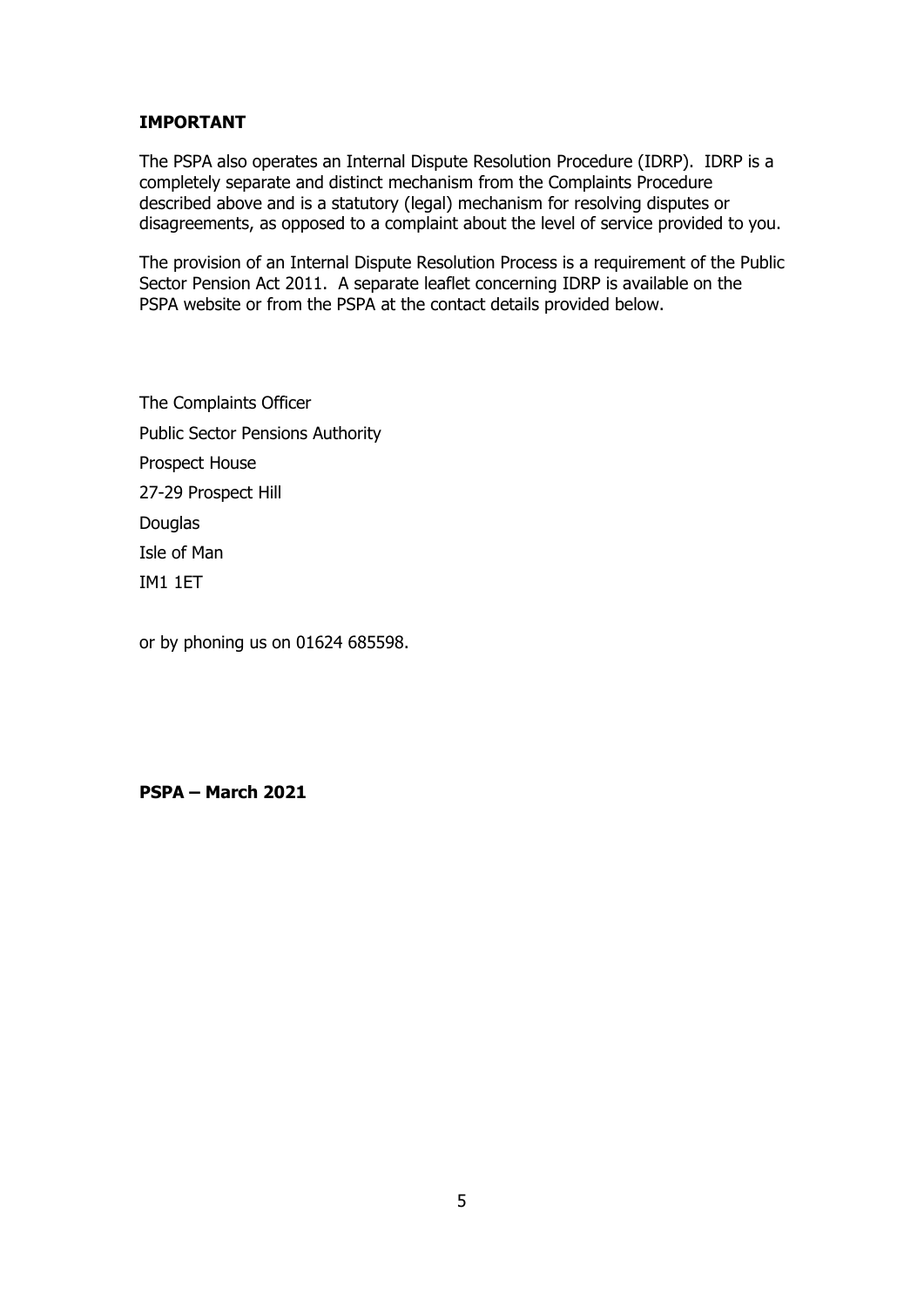**IMPORTANT**

The PSPA also operates an Internal Dispute Resolution Procedure (IDRP). IDRP is a completely separate and distinct mechanism from the Complaints Procedure described above and is a statutory (legal) mechanism for resolving disputes or disagreements, as opposed to a complaint about the level of service provided to you.

The provision of an Internal Dispute Resolution Process is a requirement of the Public Sector Pension Act 2011. A separate leaflet concerning IDRP is available on the PSPA website or from the PSPA at the contact details provided below.

The Complaints Officer
Public Sector Pensions Authority
Prospect House
27-29 Prospect Hill
Douglas
Isle of Man
IM1 1ET

or by phoning us on 01624 685598.

**PSPA – March 2021**